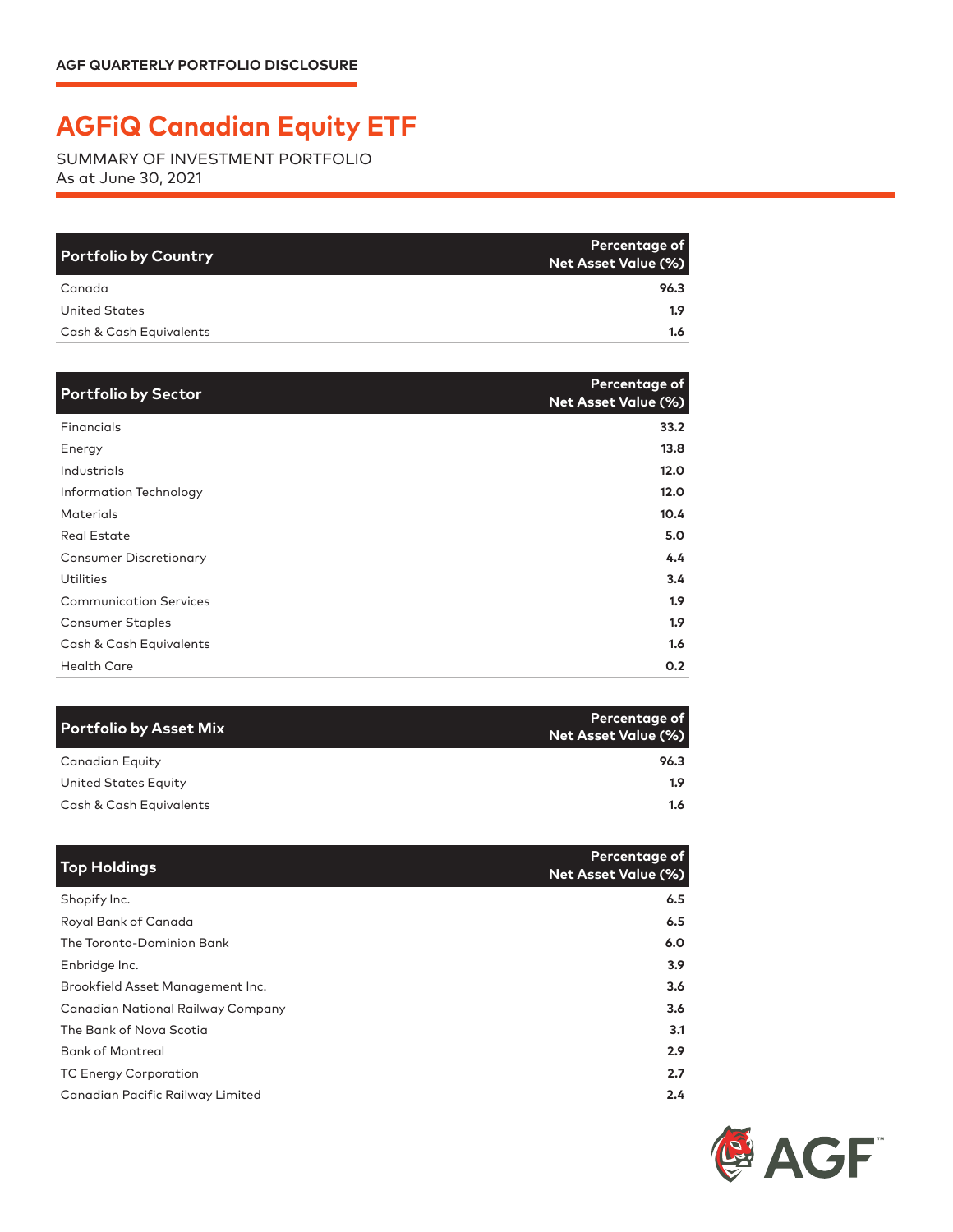AGF QUARTERLY PORTFOLIO DISCLOSURE

# AGFiQ Canadian Equity ETF

SUMMARY OF INVESTMENT PORTFOLIO
As at June 30, 2021

| Portfolio by Country | Percentage of Net Asset Value (%) |
|---|---|
| Canada | 96.3 |
| United States | 1.9 |
| Cash & Cash Equivalents | 1.6 |

| Portfolio by Sector | Percentage of Net Asset Value (%) |
|---|---|
| Financials | 33.2 |
| Energy | 13.8 |
| Industrials | 12.0 |
| Information Technology | 12.0 |
| Materials | 10.4 |
| Real Estate | 5.0 |
| Consumer Discretionary | 4.4 |
| Utilities | 3.4 |
| Communication Services | 1.9 |
| Consumer Staples | 1.9 |
| Cash & Cash Equivalents | 1.6 |
| Health Care | 0.2 |

| Portfolio by Asset Mix | Percentage of Net Asset Value (%) |
|---|---|
| Canadian Equity | 96.3 |
| United States Equity | 1.9 |
| Cash & Cash Equivalents | 1.6 |

| Top Holdings | Percentage of Net Asset Value (%) |
|---|---|
| Shopify Inc. | 6.5 |
| Royal Bank of Canada | 6.5 |
| The Toronto-Dominion Bank | 6.0 |
| Enbridge Inc. | 3.9 |
| Brookfield Asset Management Inc. | 3.6 |
| Canadian National Railway Company | 3.6 |
| The Bank of Nova Scotia | 3.1 |
| Bank of Montreal | 2.9 |
| TC Energy Corporation | 2.7 |
| Canadian Pacific Railway Limited | 2.4 |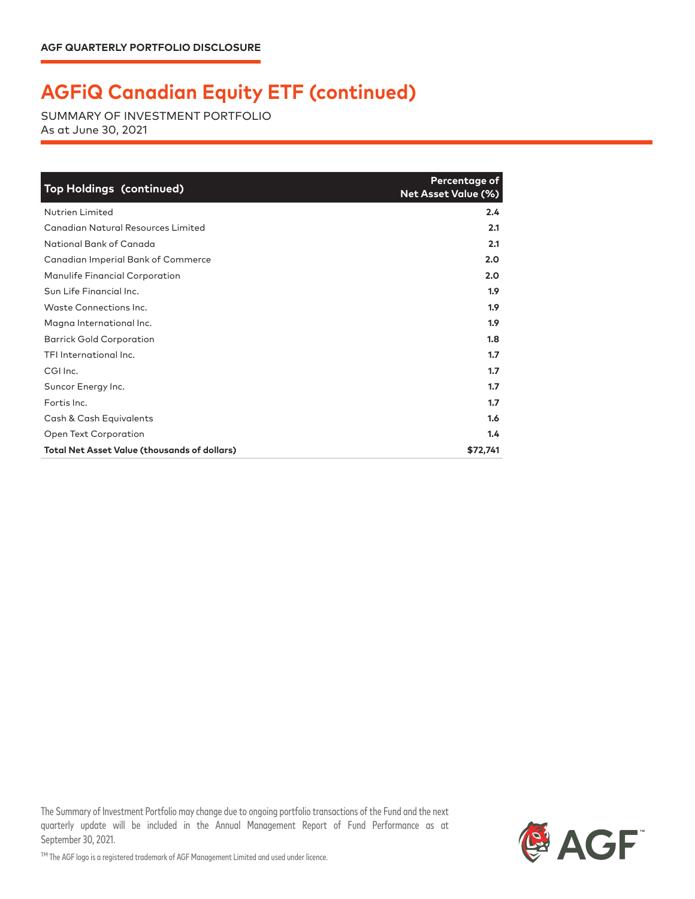**AGF QUARTERLY PORTFOLIO DISCLOSURE**

# AGFiQ Canadian Equity ETF (continued)

SUMMARY OF INVESTMENT PORTFOLIO
As at June 30, 2021

| Top Holdings (continued) | Percentage of Net Asset Value (%) |
|---|---|
| Nutrien Limited | **2.4** |
| Canadian Natural Resources Limited | **2.1** |
| National Bank of Canada | **2.1** |
| Canadian Imperial Bank of Commerce | **2.0** |
| Manulife Financial Corporation | **2.0** |
| Sun Life Financial Inc. | **1.9** |
| Waste Connections Inc. | **1.9** |
| Magna International Inc. | **1.9** |
| Barrick Gold Corporation | **1.8** |
| TFI International Inc. | **1.7** |
| CGI Inc. | **1.7** |
| Suncor Energy Inc. | **1.7** |
| Fortis Inc. | **1.7** |
| Cash & Cash Equivalents | **1.6** |
| Open Text Corporation | **1.4** |
| **Total Net Asset Value (thousands of dollars)** | **$72,741** |

The Summary of Investment Portfolio may change due to ongoing portfolio transactions of the Fund and the next quarterly update will be included in the Annual Management Report of Fund Performance as at September 30, 2021.

TM The AGF logo is a registered trademark of AGF Management Limited and used under licence.